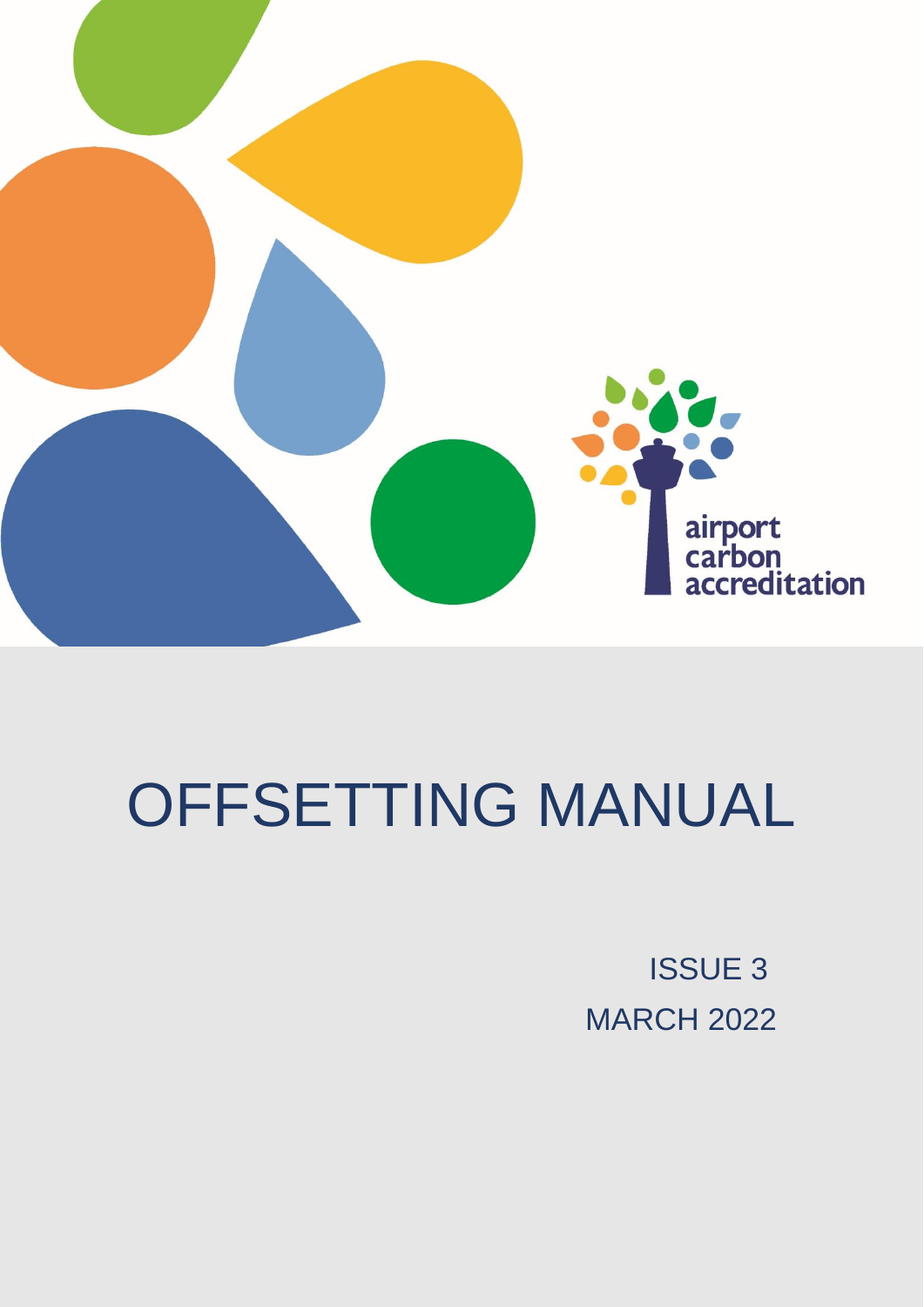airport carbon accreditation

# OFFSETTING MANUAL

ISSUE 3

MARCH 2022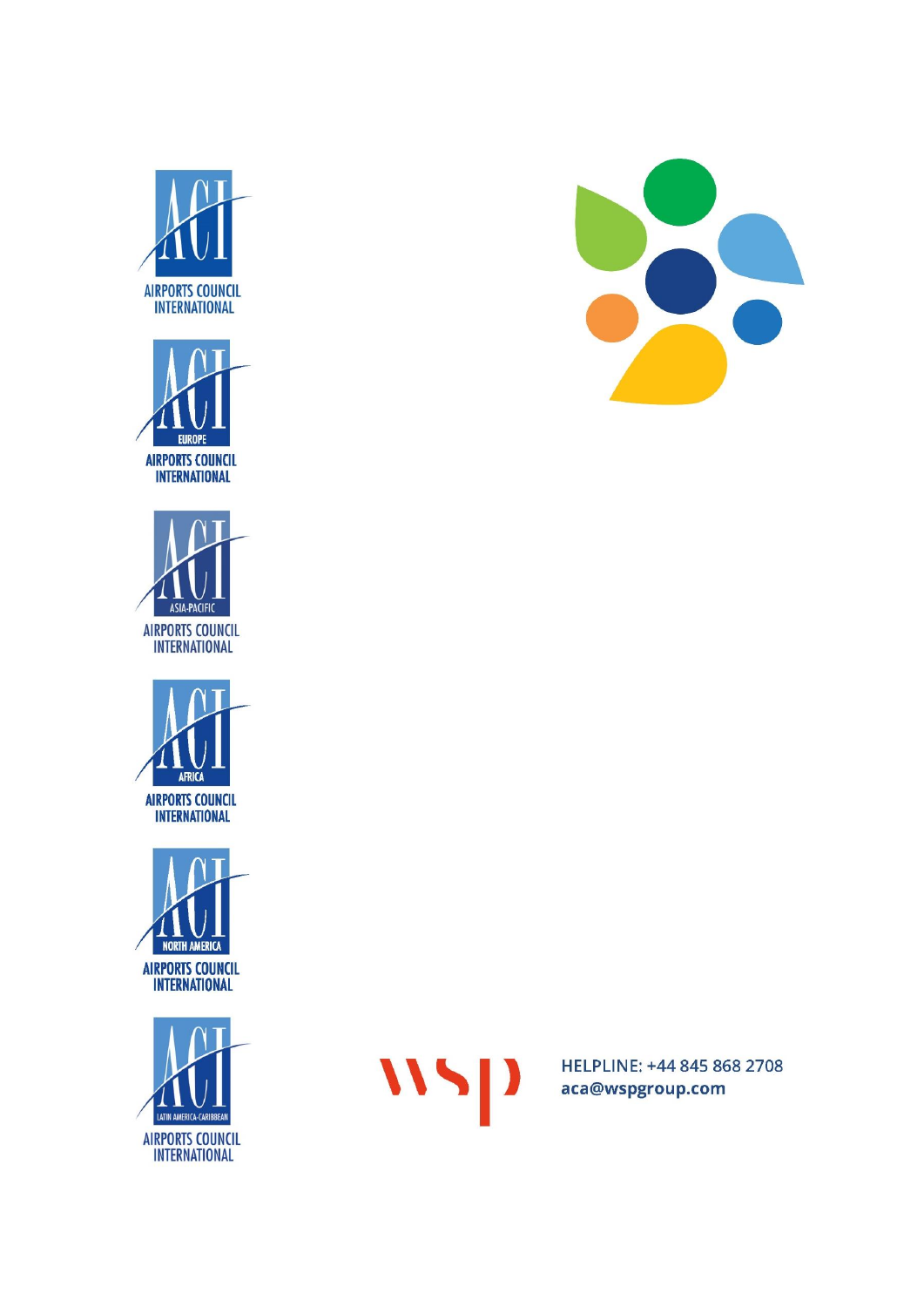AIRPORTS COUNCIL INTERNATIONAL

EUROPE
AIRPORTS COUNCIL INTERNATIONAL

ASIA-PACIFIC
AIRPORTS COUNCIL INTERNATIONAL

AFRICA
AIRPORTS COUNCIL INTERNATIONAL

NORTH AMERICA
AIRPORTS COUNCIL INTERNATIONAL

LATIN AMERICA-CARIBBEAN
AIRPORTS COUNCIL INTERNATIONAL

HELPLINE: +44 845 868 2708
**aca@wspgroup.com**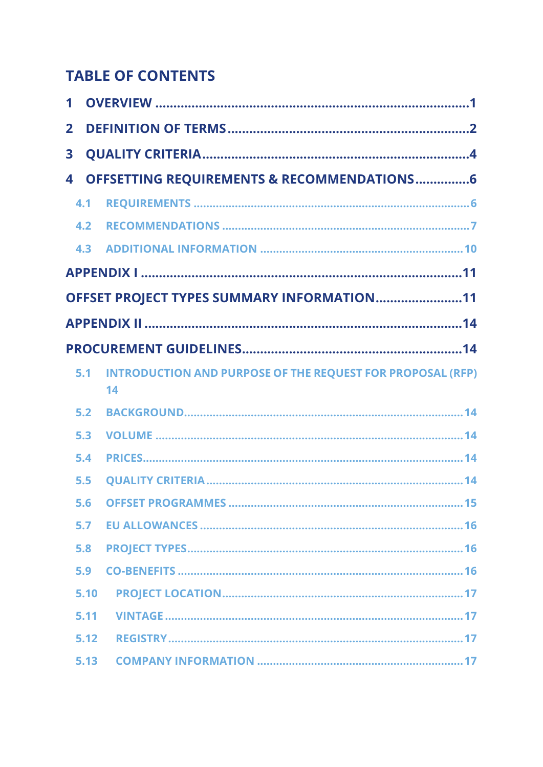# TABLE OF CONTENTS

1 OVERVIEW ........................................................................................1

2 DEFINITION OF TERMS ..................................................................2

3 QUALITY CRITERIA ..........................................................................4

4 OFFSETTING REQUIREMENTS & RECOMMENDATIONS ...............6

- 4.1 REQUIREMENTS ........................................................................6
- 4.2 RECOMMENDATIONS ................................................................7
- 4.3 ADDITIONAL INFORMATION ....................................................10

APPENDIX I ..........................................................................................11

OFFSET PROJECT TYPES SUMMARY INFORMATION ........................11

APPENDIX II .........................................................................................14

PROCUREMENT GUIDELINES .............................................................14

- 5.1 INTRODUCTION AND PURPOSE OF THE REQUEST FOR PROPOSAL (RFP) 14
- 5.2 BACKGROUND ...........................................................................14
- 5.3 VOLUME .....................................................................................14
- 5.4 PRICES .......................................................................................14
- 5.5 QUALITY CRITERIA ....................................................................14
- 5.6 OFFSET PROGRAMMES ..............................................................15
- 5.7 EU ALLOWANCES ........................................................................16
- 5.8 PROJECT TYPES ..........................................................................16
- 5.9 CO-BENEFITS ..............................................................................16
- 5.10 PROJECT LOCATION ..................................................................17
- 5.11 VINTAGE .....................................................................................17
- 5.12 REGISTRY ...................................................................................17
- 5.13 COMPANY INFORMATION .........................................................17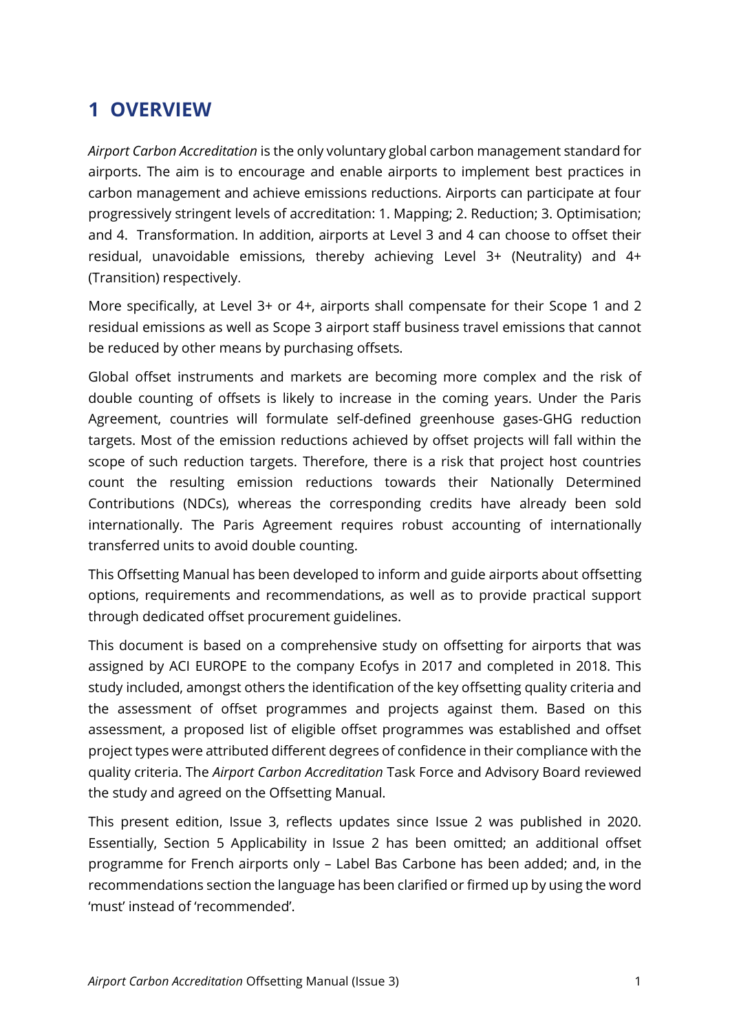# 1 OVERVIEW

*Airport Carbon Accreditation* is the only voluntary global carbon management standard for airports. The aim is to encourage and enable airports to implement best practices in carbon management and achieve emissions reductions. Airports can participate at four progressively stringent levels of accreditation: 1. Mapping; 2. Reduction; 3. Optimisation; and 4. Transformation. In addition, airports at Level 3 and 4 can choose to offset their residual, unavoidable emissions, thereby achieving Level 3+ (Neutrality) and 4+ (Transition) respectively.

More specifically, at Level 3+ or 4+, airports shall compensate for their Scope 1 and 2 residual emissions as well as Scope 3 airport staff business travel emissions that cannot be reduced by other means by purchasing offsets.

Global offset instruments and markets are becoming more complex and the risk of double counting of offsets is likely to increase in the coming years. Under the Paris Agreement, countries will formulate self-defined greenhouse gases-GHG reduction targets. Most of the emission reductions achieved by offset projects will fall within the scope of such reduction targets. Therefore, there is a risk that project host countries count the resulting emission reductions towards their Nationally Determined Contributions (NDCs), whereas the corresponding credits have already been sold internationally. The Paris Agreement requires robust accounting of internationally transferred units to avoid double counting.

This Offsetting Manual has been developed to inform and guide airports about offsetting options, requirements and recommendations, as well as to provide practical support through dedicated offset procurement guidelines.

This document is based on a comprehensive study on offsetting for airports that was assigned by ACI EUROPE to the company Ecofys in 2017 and completed in 2018. This study included, amongst others the identification of the key offsetting quality criteria and the assessment of offset programmes and projects against them. Based on this assessment, a proposed list of eligible offset programmes was established and offset project types were attributed different degrees of confidence in their compliance with the quality criteria. The *Airport Carbon Accreditation* Task Force and Advisory Board reviewed the study and agreed on the Offsetting Manual.

This present edition, Issue 3, reflects updates since Issue 2 was published in 2020. Essentially, Section 5 Applicability in Issue 2 has been omitted; an additional offset programme for French airports only – Label Bas Carbone has been added; and, in the recommendations section the language has been clarified or firmed up by using the word 'must' instead of 'recommended'.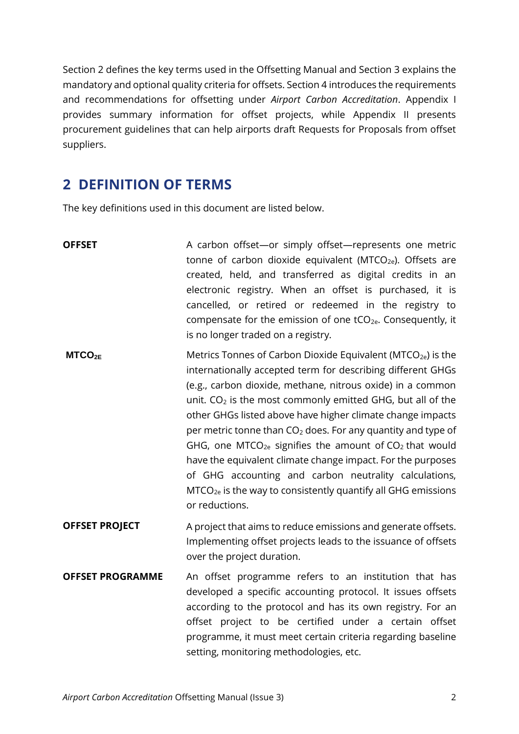Section 2 defines the key terms used in the Offsetting Manual and Section 3 explains the mandatory and optional quality criteria for offsets. Section 4 introduces the requirements and recommendations for offsetting under *Airport Carbon Accreditation*. Appendix I provides summary information for offset projects, while Appendix II presents procurement guidelines that can help airports draft Requests for Proposals from offset suppliers.

## 2 DEFINITION OF TERMS

The key definitions used in this document are listed below.

**OFFSET**

A carbon offset—or simply offset—represents one metric tonne of carbon dioxide equivalent ($MTCO_{2e}$). Offsets are created, held, and transferred as digital credits in an electronic registry. When an offset is purchased, it is cancelled, or retired or redeemed in the registry to compensate for the emission of one $tCO_{2e}$. Consequently, it is no longer traded on a registry.

**$MTCO_{2E}$**

Metrics Tonnes of Carbon Dioxide Equivalent ($MTCO_{2e}$) is the internationally accepted term for describing different GHGs (e.g., carbon dioxide, methane, nitrous oxide) in a common unit. $CO_2$ is the most commonly emitted GHG, but all of the other GHGs listed above have higher climate change impacts per metric tonne than $CO_2$ does. For any quantity and type of GHG, one $MTCO_{2e}$ signifies the amount of $CO_2$ that would have the equivalent climate change impact. For the purposes of GHG accounting and carbon neutrality calculations, $MTCO_{2e}$ is the way to consistently quantify all GHG emissions or reductions.

**OFFSET PROJECT**

A project that aims to reduce emissions and generate offsets. Implementing offset projects leads to the issuance of offsets over the project duration.

**OFFSET PROGRAMME**

An offset programme refers to an institution that has developed a specific accounting protocol. It issues offsets according to the protocol and has its own registry. For an offset project to be certified under a certain offset programme, it must meet certain criteria regarding baseline setting, monitoring methodologies, etc.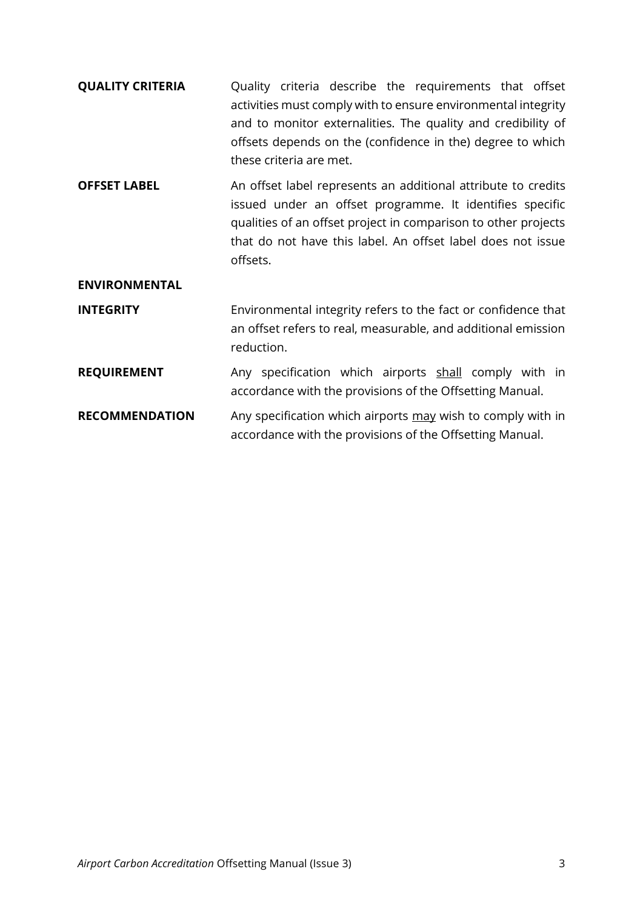**QUALITY CRITERIA**

Quality criteria describe the requirements that offset activities must comply with to ensure environmental integrity and to monitor externalities. The quality and credibility of offsets depends on the (confidence in the) degree to which these criteria are met.

**OFFSET LABEL**

An offset label represents an additional attribute to credits issued under an offset programme. It identifies specific qualities of an offset project in comparison to other projects that do not have this label. An offset label does not issue offsets.

**ENVIRONMENTAL INTEGRITY**

Environmental integrity refers to the fact or confidence that an offset refers to real, measurable, and additional emission reduction.

**REQUIREMENT**

Any specification which airports <u>shall</u> comply with in accordance with the provisions of the Offsetting Manual.

**RECOMMENDATION**

Any specification which airports <u>may</u> wish to comply with in accordance with the provisions of the Offsetting Manual.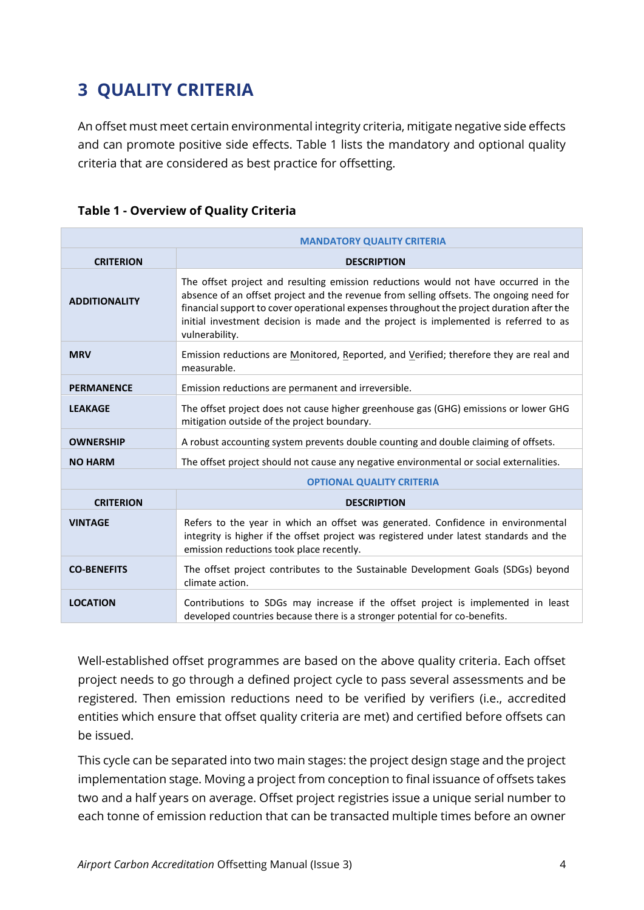# 3 QUALITY CRITERIA

An offset must meet certain environmental integrity criteria, mitigate negative side effects and can promote positive side effects. Table 1 lists the mandatory and optional quality criteria that are considered as best practice for offsetting.

**Table 1 - Overview of Quality Criteria**

| MANDATORY QUALITY CRITERIA | |
|---|---|
| **CRITERION** | **DESCRIPTION** |
| **ADDITIONALITY** | The offset project and resulting emission reductions would not have occurred in the absence of an offset project and the revenue from selling offsets. The ongoing need for financial support to cover operational expenses throughout the project duration after the initial investment decision is made and the project is implemented is referred to as vulnerability. |
| **MRV** | Emission reductions are Monitored, Reported, and Verified; therefore they are real and measurable. |
| **PERMANENCE** | Emission reductions are permanent and irreversible. |
| **LEAKAGE** | The offset project does not cause higher greenhouse gas (GHG) emissions or lower GHG mitigation outside of the project boundary. |
| **OWNERSHIP** | A robust accounting system prevents double counting and double claiming of offsets. |
| **NO HARM** | The offset project should not cause any negative environmental or social externalities. |
| **OPTIONAL QUALITY CRITERIA** | |
| **CRITERION** | **DESCRIPTION** |
| **VINTAGE** | Refers to the year in which an offset was generated. Confidence in environmental integrity is higher if the offset project was registered under latest standards and the emission reductions took place recently. |
| **CO-BENEFITS** | The offset project contributes to the Sustainable Development Goals (SDGs) beyond climate action. |
| **LOCATION** | Contributions to SDGs may increase if the offset project is implemented in least developed countries because there is a stronger potential for co-benefits. |

Well-established offset programmes are based on the above quality criteria. Each offset project needs to go through a defined project cycle to pass several assessments and be registered. Then emission reductions need to be verified by verifiers (i.e., accredited entities which ensure that offset quality criteria are met) and certified before offsets can be issued.

This cycle can be separated into two main stages: the project design stage and the project implementation stage. Moving a project from conception to final issuance of offsets takes two and a half years on average. Offset project registries issue a unique serial number to each tonne of emission reduction that can be transacted multiple times before an owner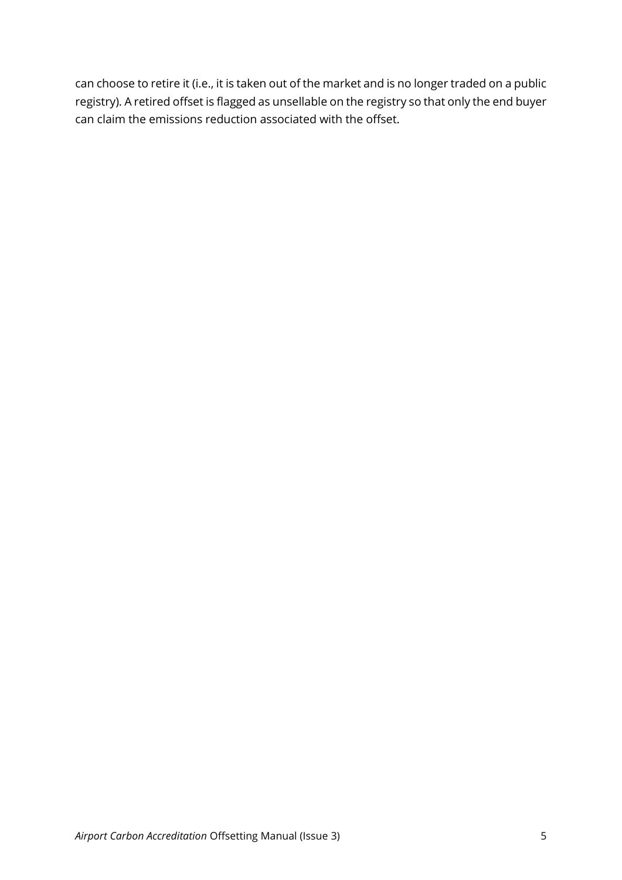can choose to retire it (i.e., it is taken out of the market and is no longer traded on a public registry). A retired offset is flagged as unsellable on the registry so that only the end buyer can claim the emissions reduction associated with the offset.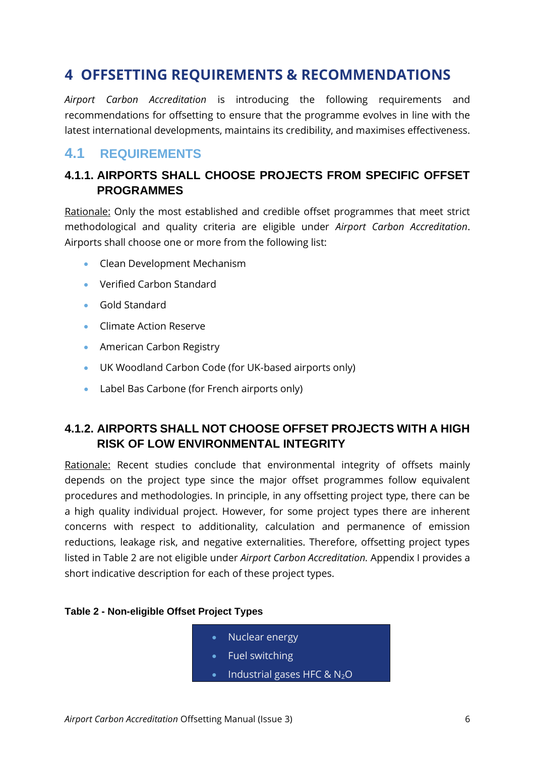# 4 OFFSETTING REQUIREMENTS & RECOMMENDATIONS

*Airport Carbon Accreditation* is introducing the following requirements and recommendations for offsetting to ensure that the programme evolves in line with the latest international developments, maintains its credibility, and maximises effectiveness.

## 4.1 REQUIREMENTS

### 4.1.1. AIRPORTS SHALL CHOOSE PROJECTS FROM SPECIFIC OFFSET PROGRAMMES

Rationale: Only the most established and credible offset programmes that meet strict methodological and quality criteria are eligible under *Airport Carbon Accreditation*. Airports shall choose one or more from the following list:

- Clean Development Mechanism
- Verified Carbon Standard
- Gold Standard
- Climate Action Reserve
- American Carbon Registry
- UK Woodland Carbon Code (for UK-based airports only)
- Label Bas Carbone (for French airports only)

### 4.1.2. AIRPORTS SHALL NOT CHOOSE OFFSET PROJECTS WITH A HIGH RISK OF LOW ENVIRONMENTAL INTEGRITY

Rationale: Recent studies conclude that environmental integrity of offsets mainly depends on the project type since the major offset programmes follow equivalent procedures and methodologies. In principle, in any offsetting project type, there can be a high quality individual project. However, for some project types there are inherent concerns with respect to additionality, calculation and permanence of emission reductions, leakage risk, and negative externalities. Therefore, offsetting project types listed in Table 2 are not eligible under *Airport Carbon Accreditation.* Appendix I provides a short indicative description for each of these project types.

**Table 2 - Non-eligible Offset Project Types**

- Nuclear energy
- Fuel switching
- Industrial gases HFC & $N_2O$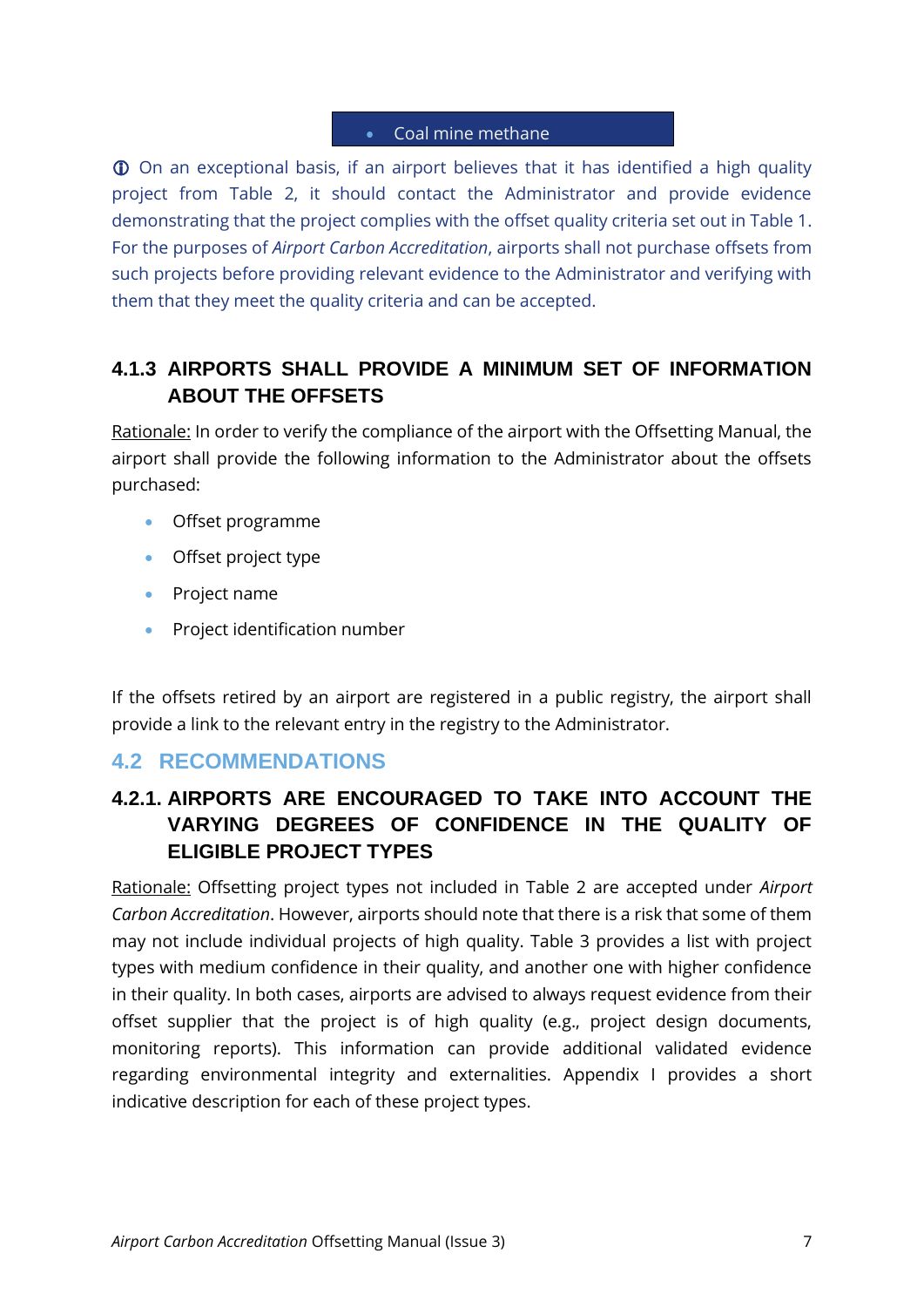| • Coal mine methane |
|---|

ⓘ On an exceptional basis, if an airport believes that it has identified a high quality project from Table 2, it should contact the Administrator and provide evidence demonstrating that the project complies with the offset quality criteria set out in Table 1. For the purposes of *Airport Carbon Accreditation*, airports shall not purchase offsets from such projects before providing relevant evidence to the Administrator and verifying with them that they meet the quality criteria and can be accepted.

### 4.1.3 AIRPORTS SHALL PROVIDE A MINIMUM SET OF INFORMATION ABOUT THE OFFSETS

Rationale: In order to verify the compliance of the airport with the Offsetting Manual, the airport shall provide the following information to the Administrator about the offsets purchased:

- Offset programme
- Offset project type
- Project name
- Project identification number

If the offsets retired by an airport are registered in a public registry, the airport shall provide a link to the relevant entry in the registry to the Administrator.

## 4.2 RECOMMENDATIONS

### 4.2.1. AIRPORTS ARE ENCOURAGED TO TAKE INTO ACCOUNT THE VARYING DEGREES OF CONFIDENCE IN THE QUALITY OF ELIGIBLE PROJECT TYPES

Rationale: Offsetting project types not included in Table 2 are accepted under *Airport Carbon Accreditation*. However, airports should note that there is a risk that some of them may not include individual projects of high quality. Table 3 provides a list with project types with medium confidence in their quality, and another one with higher confidence in their quality. In both cases, airports are advised to always request evidence from their offset supplier that the project is of high quality (e.g., project design documents, monitoring reports). This information can provide additional validated evidence regarding environmental integrity and externalities. Appendix I provides a short indicative description for each of these project types.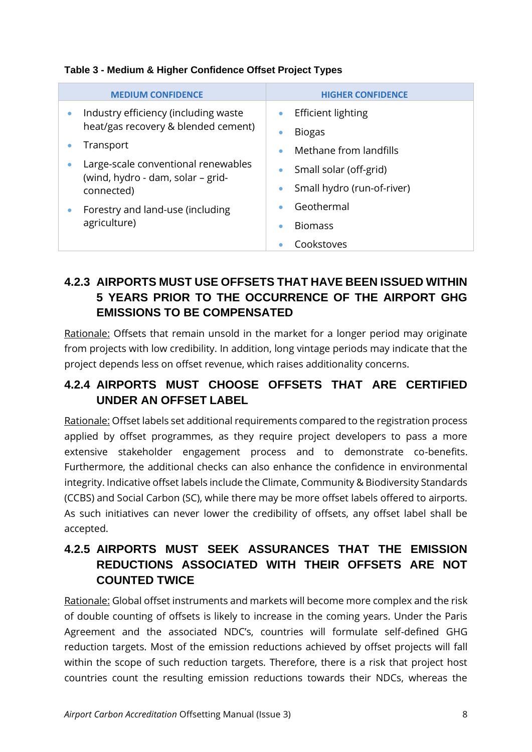**Table 3 - Medium & Higher Confidence Offset Project Types**

| MEDIUM CONFIDENCE | HIGHER CONFIDENCE |
|---|---|
| • Industry efficiency (including waste heat/gas recovery & blended cement)<br>• Transport<br>• Large-scale conventional renewables (wind, hydro - dam, solar – grid-connected)<br>• Forestry and land-use (including agriculture) | • Efficient lighting<br>• Biogas<br>• Methane from landfills<br>• Small solar (off-grid)<br>• Small hydro (run-of-river)<br>• Geothermal<br>• Biomass<br>• Cookstoves |

### 4.2.3 AIRPORTS MUST USE OFFSETS THAT HAVE BEEN ISSUED WITHIN 5 YEARS PRIOR TO THE OCCURRENCE OF THE AIRPORT GHG EMISSIONS TO BE COMPENSATED

Rationale: Offsets that remain unsold in the market for a longer period may originate from projects with low credibility. In addition, long vintage periods may indicate that the project depends less on offset revenue, which raises additionality concerns.

### 4.2.4 AIRPORTS MUST CHOOSE OFFSETS THAT ARE CERTIFIED UNDER AN OFFSET LABEL

Rationale: Offset labels set additional requirements compared to the registration process applied by offset programmes, as they require project developers to pass a more extensive stakeholder engagement process and to demonstrate co-benefits. Furthermore, the additional checks can also enhance the confidence in environmental integrity. Indicative offset labels include the Climate, Community & Biodiversity Standards (CCBS) and Social Carbon (SC), while there may be more offset labels offered to airports. As such initiatives can never lower the credibility of offsets, any offset label shall be accepted.

### 4.2.5 AIRPORTS MUST SEEK ASSURANCES THAT THE EMISSION REDUCTIONS ASSOCIATED WITH THEIR OFFSETS ARE NOT COUNTED TWICE

Rationale: Global offset instruments and markets will become more complex and the risk of double counting of offsets is likely to increase in the coming years. Under the Paris Agreement and the associated NDC's, countries will formulate self-defined GHG reduction targets. Most of the emission reductions achieved by offset projects will fall within the scope of such reduction targets. Therefore, there is a risk that project host countries count the resulting emission reductions towards their NDCs, whereas the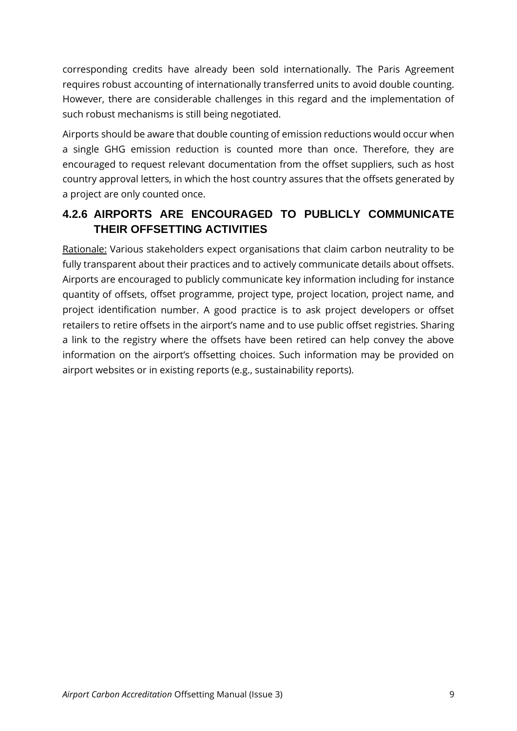corresponding credits have already been sold internationally. The Paris Agreement requires robust accounting of internationally transferred units to avoid double counting. However, there are considerable challenges in this regard and the implementation of such robust mechanisms is still being negotiated.

Airports should be aware that double counting of emission reductions would occur when a single GHG emission reduction is counted more than once. Therefore, they are encouraged to request relevant documentation from the offset suppliers, such as host country approval letters, in which the host country assures that the offsets generated by a project are only counted once.

### 4.2.6 AIRPORTS ARE ENCOURAGED TO PUBLICLY COMMUNICATE THEIR OFFSETTING ACTIVITIES

Rationale: Various stakeholders expect organisations that claim carbon neutrality to be fully transparent about their practices and to actively communicate details about offsets. Airports are encouraged to publicly communicate key information including for instance quantity of offsets, offset programme, project type, project location, project name, and project identification number. A good practice is to ask project developers or offset retailers to retire offsets in the airport's name and to use public offset registries. Sharing a link to the registry where the offsets have been retired can help convey the above information on the airport's offsetting choices. Such information may be provided on airport websites or in existing reports (e.g., sustainability reports).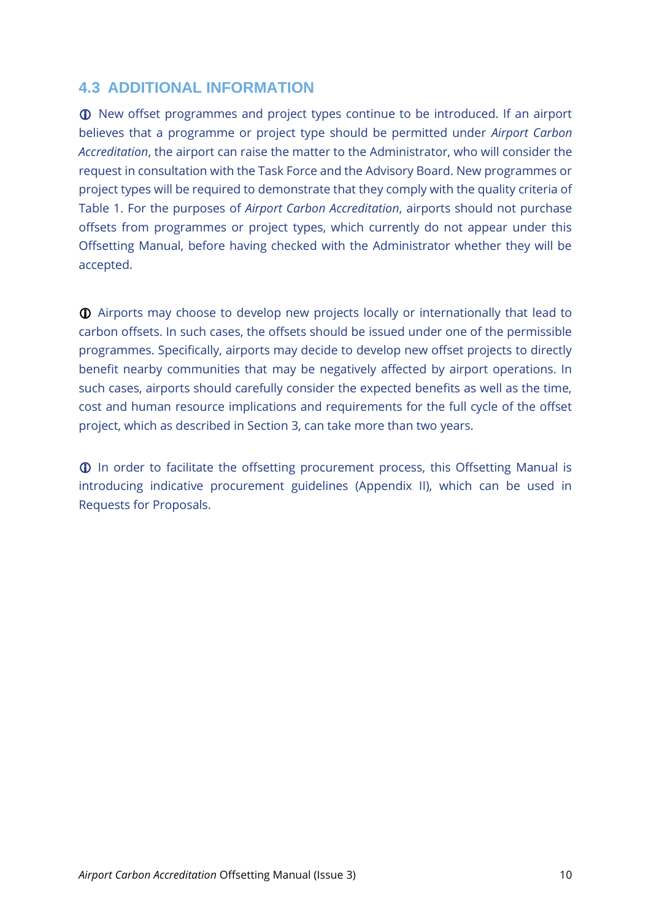## 4.3 ADDITIONAL INFORMATION

ⓘ New offset programmes and project types continue to be introduced. If an airport believes that a programme or project type should be permitted under *Airport Carbon Accreditation*, the airport can raise the matter to the Administrator, who will consider the request in consultation with the Task Force and the Advisory Board. New programmes or project types will be required to demonstrate that they comply with the quality criteria of Table 1. For the purposes of *Airport Carbon Accreditation*, airports should not purchase offsets from programmes or project types, which currently do not appear under this Offsetting Manual, before having checked with the Administrator whether they will be accepted.

ⓘ Airports may choose to develop new projects locally or internationally that lead to carbon offsets. In such cases, the offsets should be issued under one of the permissible programmes. Specifically, airports may decide to develop new offset projects to directly benefit nearby communities that may be negatively affected by airport operations. In such cases, airports should carefully consider the expected benefits as well as the time, cost and human resource implications and requirements for the full cycle of the offset project, which as described in Section 3, can take more than two years.

ⓘ In order to facilitate the offsetting procurement process, this Offsetting Manual is introducing indicative procurement guidelines (Appendix II), which can be used in Requests for Proposals.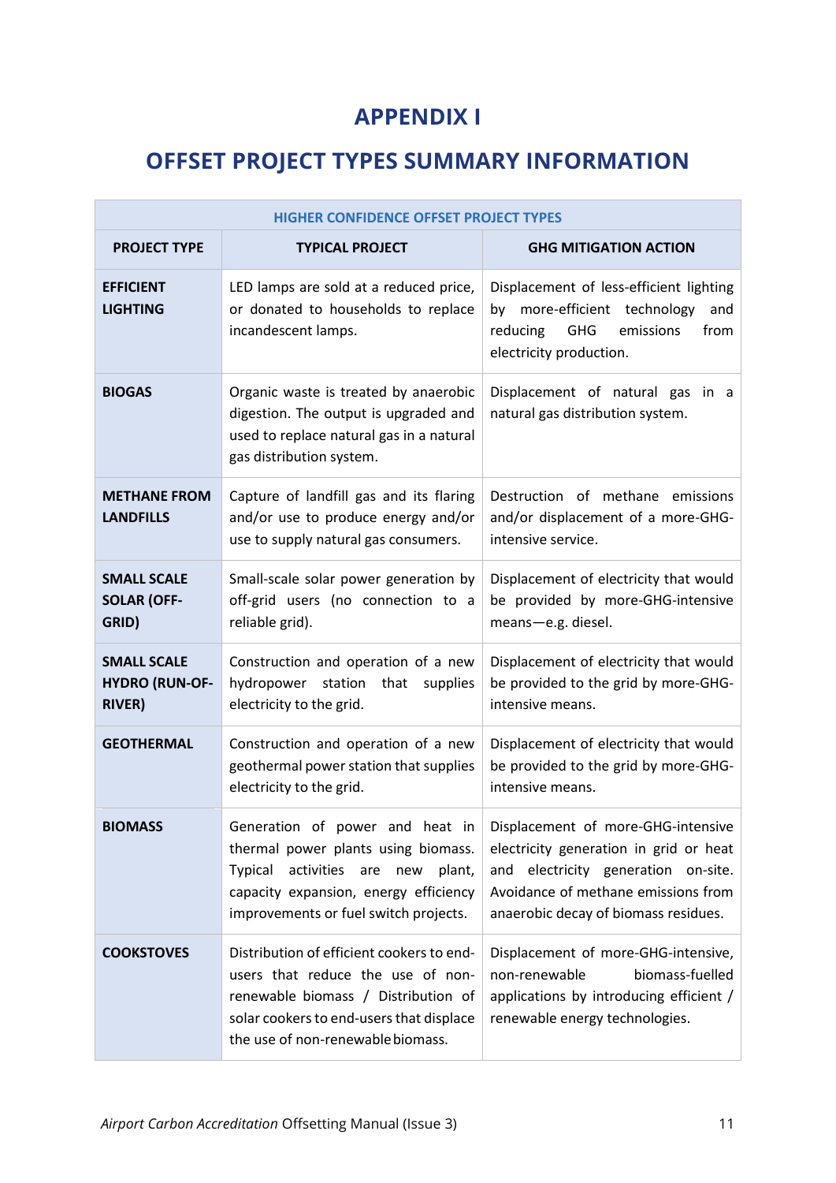# APPENDIX I

# OFFSET PROJECT TYPES SUMMARY INFORMATION

| HIGHER CONFIDENCE OFFSET PROJECT TYPES | | |
|---|---|---|
| **PROJECT TYPE** | **TYPICAL PROJECT** | **GHG MITIGATION ACTION** |
| **EFFICIENT LIGHTING** | LED lamps are sold at a reduced price, or donated to households to replace incandescent lamps. | Displacement of less-efficient lighting by more-efficient technology and reducing GHG emissions from electricity production. |
| **BIOGAS** | Organic waste is treated by anaerobic digestion. The output is upgraded and used to replace natural gas in a natural gas distribution system. | Displacement of natural gas in a natural gas distribution system. |
| **METHANE FROM LANDFILLS** | Capture of landfill gas and its flaring and/or use to produce energy and/or use to supply natural gas consumers. | Destruction of methane emissions and/or displacement of a more-GHG-intensive service. |
| **SMALL SCALE SOLAR (OFF-GRID)** | Small-scale solar power generation by off-grid users (no connection to a reliable grid). | Displacement of electricity that would be provided by more-GHG-intensive means—e.g. diesel. |
| **SMALL SCALE HYDRO (RUN-OF-RIVER)** | Construction and operation of a new hydropower station that supplies electricity to the grid. | Displacement of electricity that would be provided to the grid by more-GHG-intensive means. |
| **GEOTHERMAL** | Construction and operation of a new geothermal power station that supplies electricity to the grid. | Displacement of electricity that would be provided to the grid by more-GHG-intensive means. |
| **BIOMASS** | Generation of power and heat in thermal power plants using biomass. Typical activities are new plant, capacity expansion, energy efficiency improvements or fuel switch projects. | Displacement of more-GHG-intensive electricity generation in grid or heat and electricity generation on-site. Avoidance of methane emissions from anaerobic decay of biomass residues. |
| **COOKSTOVES** | Distribution of efficient cookers to end-users that reduce the use of non-renewable biomass / Distribution of solar cookers to end-users that displace the use of non-renewable biomass. | Displacement of more-GHG-intensive, non-renewable biomass-fuelled applications by introducing efficient / renewable energy technologies. |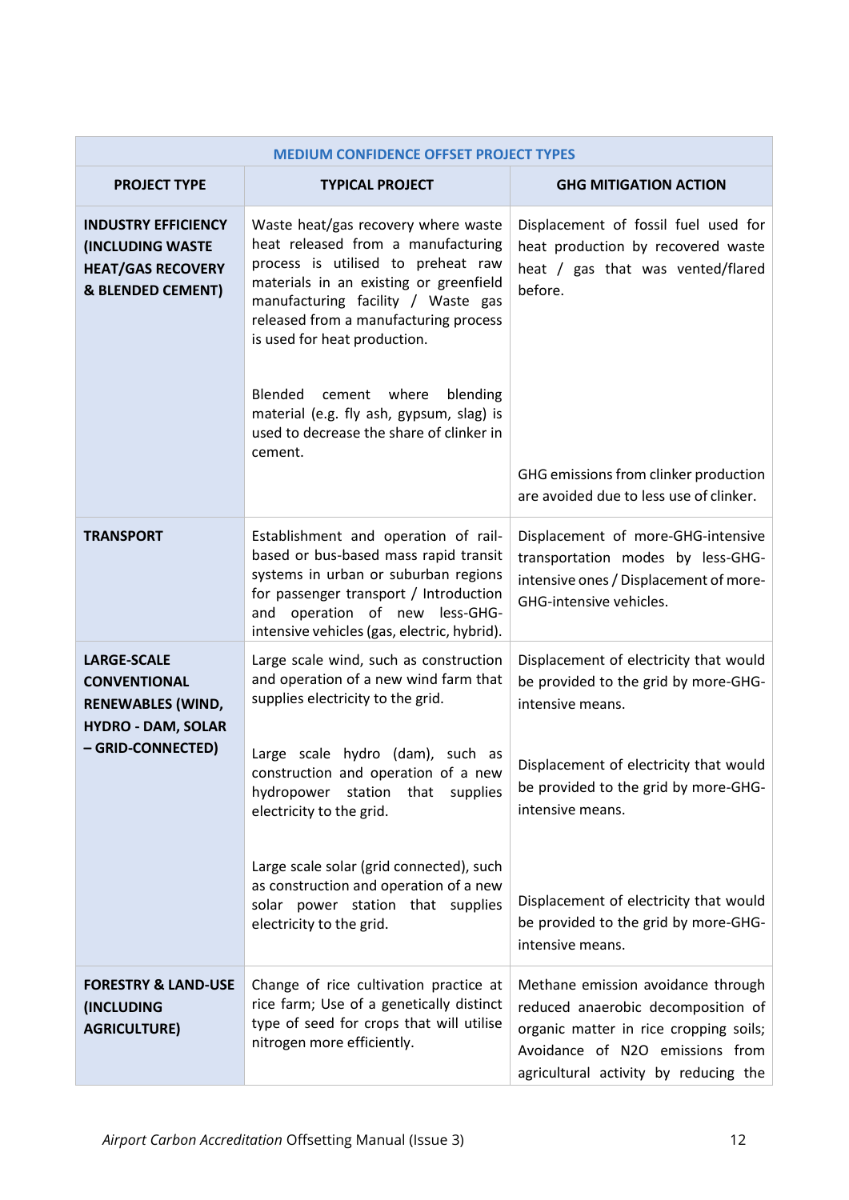| MEDIUM CONFIDENCE OFFSET PROJECT TYPES | | |
|---|---|---|
| **PROJECT TYPE** | **TYPICAL PROJECT** | **GHG MITIGATION ACTION** |
| **INDUSTRY EFFICIENCY (INCLUDING WASTE HEAT/GAS RECOVERY & BLENDED CEMENT)** | Waste heat/gas recovery where waste heat released from a manufacturing process is utilised to preheat raw materials in an existing or greenfield manufacturing facility / Waste gas released from a manufacturing process is used for heat production. | Displacement of fossil fuel used for heat production by recovered waste heat / gas that was vented/flared before. |
| | Blended cement where blending material (e.g. fly ash, gypsum, slag) is used to decrease the share of clinker in cement. | GHG emissions from clinker production are avoided due to less use of clinker. |
| **TRANSPORT** | Establishment and operation of rail-based or bus-based mass rapid transit systems in urban or suburban regions for passenger transport / Introduction and operation of new less-GHG-intensive vehicles (gas, electric, hybrid). | Displacement of more-GHG-intensive transportation modes by less-GHG-intensive ones / Displacement of more-GHG-intensive vehicles. |
| **LARGE-SCALE CONVENTIONAL RENEWABLES (WIND, HYDRO - DAM, SOLAR – GRID-CONNECTED)** | Large scale wind, such as construction and operation of a new wind farm that supplies electricity to the grid. | Displacement of electricity that would be provided to the grid by more-GHG-intensive means. |
| | Large scale hydro (dam), such as construction and operation of a new hydropower station that supplies electricity to the grid. | Displacement of electricity that would be provided to the grid by more-GHG-intensive means. |
| | Large scale solar (grid connected), such as construction and operation of a new solar power station that supplies electricity to the grid. | Displacement of electricity that would be provided to the grid by more-GHG-intensive means. |
| **FORESTRY & LAND-USE (INCLUDING AGRICULTURE)** | Change of rice cultivation practice at rice farm; Use of a genetically distinct type of seed for crops that will utilise nitrogen more efficiently. | Methane emission avoidance through reduced anaerobic decomposition of organic matter in rice cropping soils; Avoidance of N2O emissions from agricultural activity by reducing the |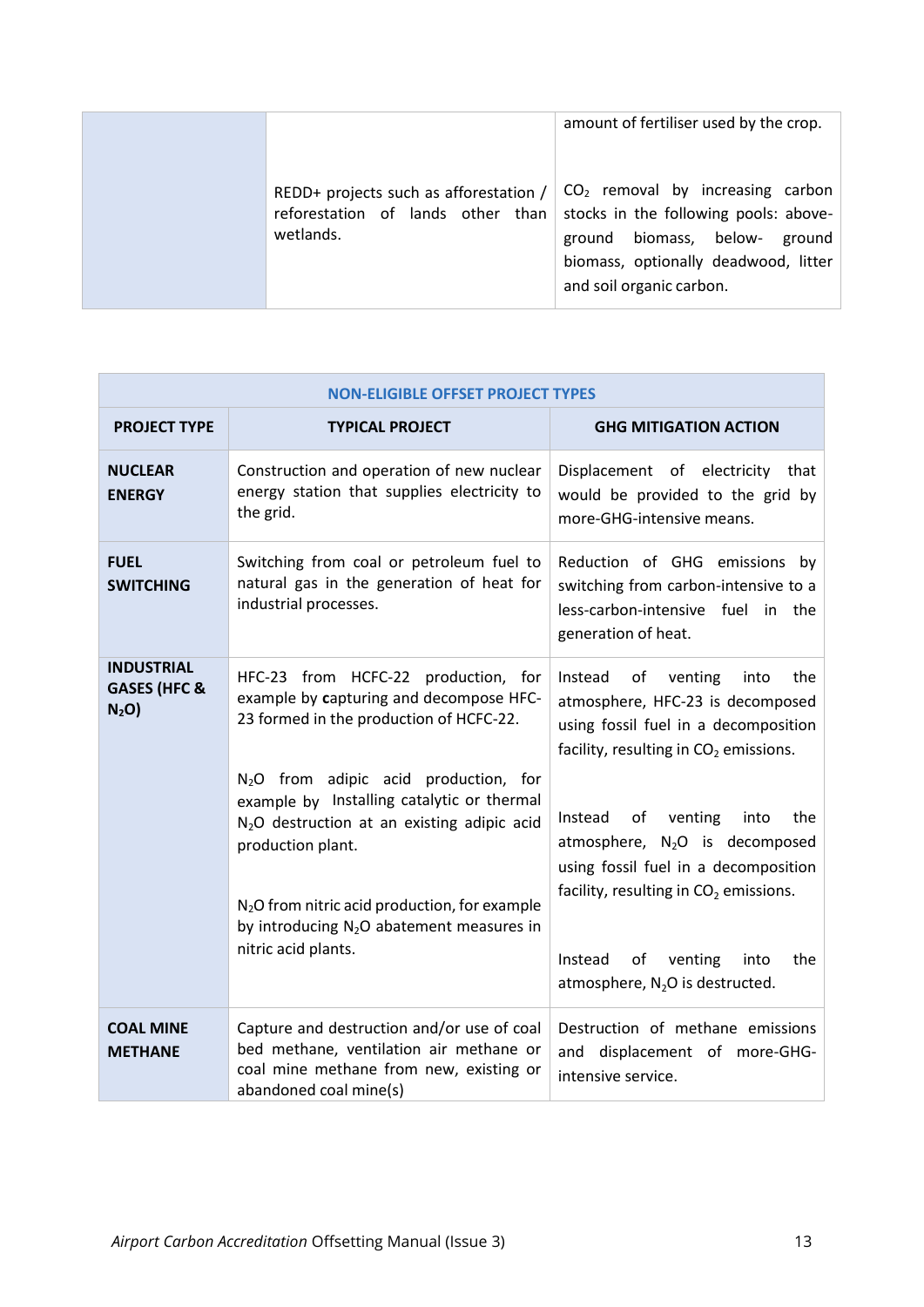| | | amount of fertiliser used by the crop. |
|---|---|---|
| | REDD+ projects such as afforestation / reforestation of lands other than wetlands. | $CO_2$ removal by increasing carbon stocks in the following pools: above-ground biomass, below- ground biomass, optionally deadwood, litter and soil organic carbon. |

| NON-ELIGIBLE OFFSET PROJECT TYPES | | |
|---|---|---|
| **PROJECT TYPE** | **TYPICAL PROJECT** | **GHG MITIGATION ACTION** |
| **NUCLEAR ENERGY** | Construction and operation of new nuclear energy station that supplies electricity to the grid. | Displacement of electricity that would be provided to the grid by more-GHG-intensive means. |
| **FUEL SWITCHING** | Switching from coal or petroleum fuel to natural gas in the generation of heat for industrial processes. | Reduction of GHG emissions by switching from carbon-intensive to a less-carbon-intensive fuel in the generation of heat. |
| **INDUSTRIAL GASES (HFC & $N_2O$)** | HFC-23 from HCFC-22 production, for example by **c**apturing and decompose HFC-23 formed in the production of HCFC-22. | Instead of venting into the atmosphere, HFC-23 is decomposed using fossil fuel in a decomposition facility, resulting in $CO_2$ emissions. |
| | $N_2O$ from adipic acid production, for example by Installing catalytic or thermal $N_2O$ destruction at an existing adipic acid production plant. | Instead of venting into the atmosphere, $N_2O$ is decomposed using fossil fuel in a decomposition facility, resulting in $CO_2$ emissions. |
| | $N_2O$ from nitric acid production, for example by introducing $N_2O$ abatement measures in nitric acid plants. | Instead of venting into the atmosphere, $N_2O$ is destructed. |
| **COAL MINE METHANE** | Capture and destruction and/or use of coal bed methane, ventilation air methane or coal mine methane from new, existing or abandoned coal mine(s) | Destruction of methane emissions and displacement of more-GHG-intensive service. |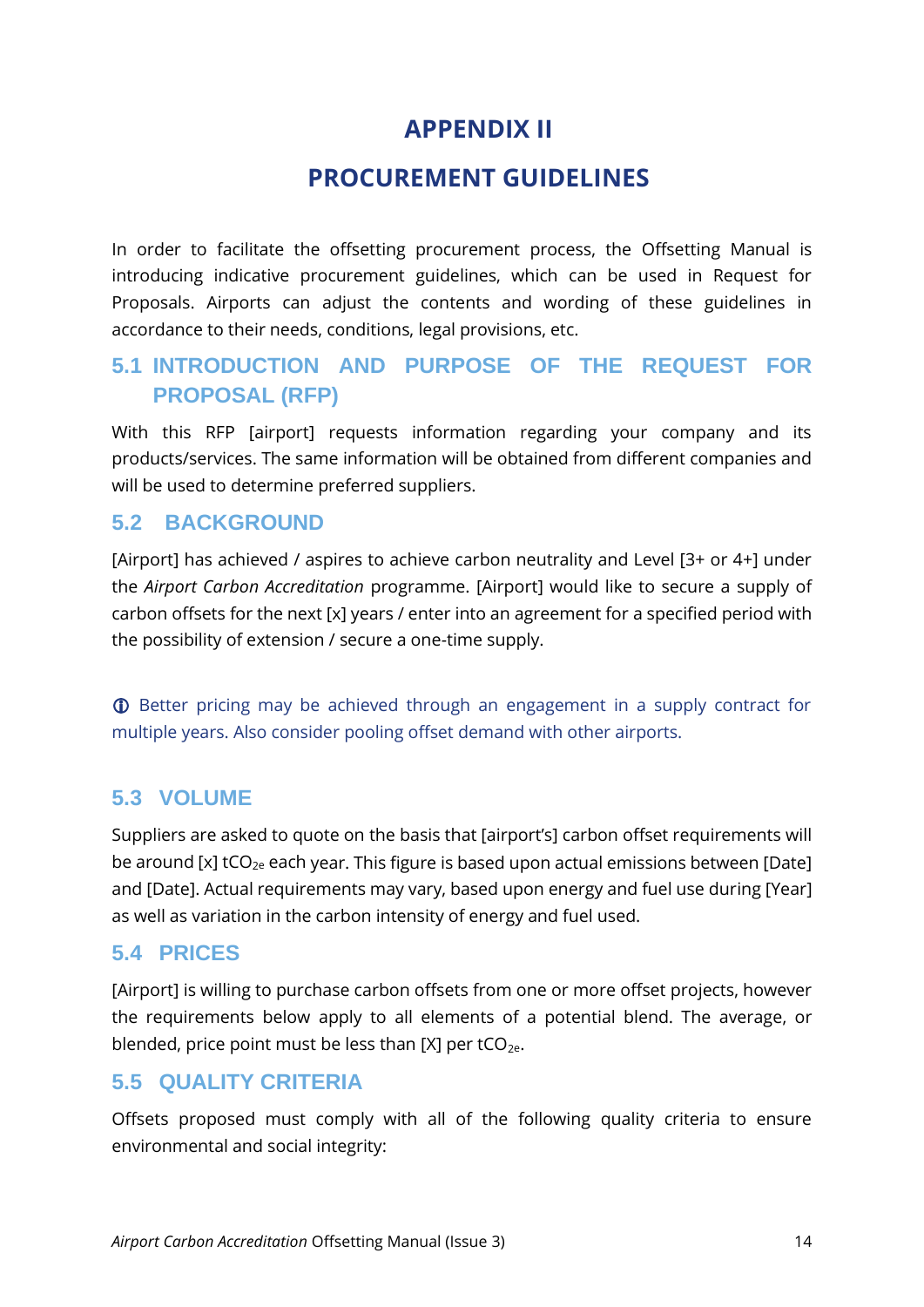# APPENDIX II

# PROCUREMENT GUIDELINES

In order to facilitate the offsetting procurement process, the Offsetting Manual is introducing indicative procurement guidelines, which can be used in Request for Proposals. Airports can adjust the contents and wording of these guidelines in accordance to their needs, conditions, legal provisions, etc.

## 5.1 INTRODUCTION AND PURPOSE OF THE REQUEST FOR PROPOSAL (RFP)

With this RFP [airport] requests information regarding your company and its products/services. The same information will be obtained from different companies and will be used to determine preferred suppliers.

## 5.2 BACKGROUND

[Airport] has achieved / aspires to achieve carbon neutrality and Level [3+ or 4+] under the *Airport Carbon Accreditation* programme. [Airport] would like to secure a supply of carbon offsets for the next [x] years / enter into an agreement for a specified period with the possibility of extension / secure a one-time supply.

ⓘ Better pricing may be achieved through an engagement in a supply contract for multiple years. Also consider pooling offset demand with other airports.

## 5.3 VOLUME

Suppliers are asked to quote on the basis that [airport's] carbon offset requirements will be around [x] $tCO_{2e}$ each year. This figure is based upon actual emissions between [Date] and [Date]. Actual requirements may vary, based upon energy and fuel use during [Year] as well as variation in the carbon intensity of energy and fuel used.

## 5.4 PRICES

[Airport] is willing to purchase carbon offsets from one or more offset projects, however the requirements below apply to all elements of a potential blend. The average, or blended, price point must be less than [X] per $tCO_{2e}$.

## 5.5 QUALITY CRITERIA

Offsets proposed must comply with all of the following quality criteria to ensure environmental and social integrity: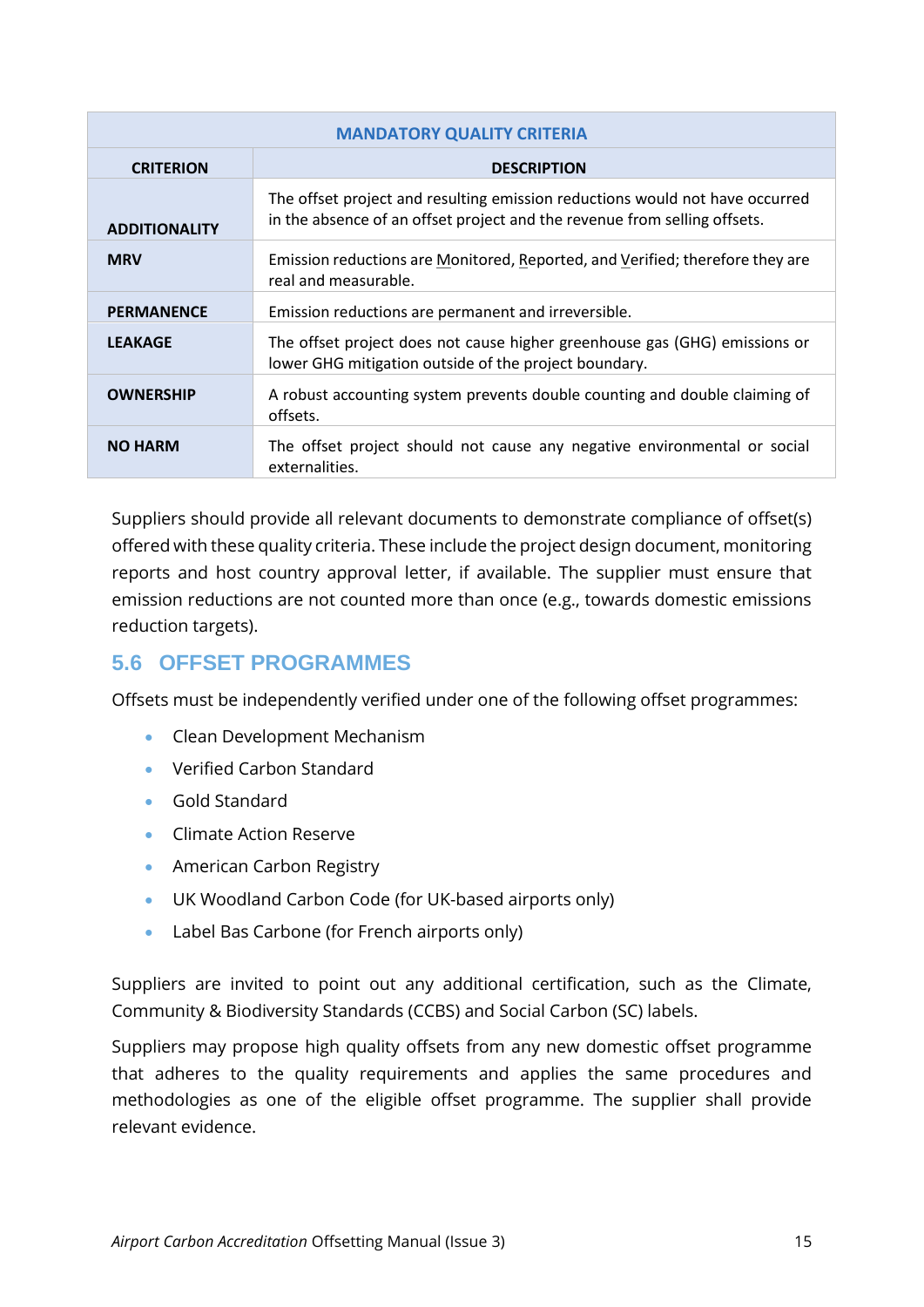| MANDATORY QUALITY CRITERIA | |
|---|---|
| **CRITERION** | **DESCRIPTION** |
| **ADDITIONALITY** | The offset project and resulting emission reductions would not have occurred in the absence of an offset project and the revenue from selling offsets. |
| **MRV** | Emission reductions are Monitored, Reported, and Verified; therefore they are real and measurable. |
| **PERMANENCE** | Emission reductions are permanent and irreversible. |
| **LEAKAGE** | The offset project does not cause higher greenhouse gas (GHG) emissions or lower GHG mitigation outside of the project boundary. |
| **OWNERSHIP** | A robust accounting system prevents double counting and double claiming of offsets. |
| **NO HARM** | The offset project should not cause any negative environmental or social externalities. |

Suppliers should provide all relevant documents to demonstrate compliance of offset(s) offered with these quality criteria. These include the project design document, monitoring reports and host country approval letter, if available. The supplier must ensure that emission reductions are not counted more than once (e.g., towards domestic emissions reduction targets).

## 5.6 OFFSET PROGRAMMES

Offsets must be independently verified under one of the following offset programmes:

- Clean Development Mechanism
- Verified Carbon Standard
- Gold Standard
- Climate Action Reserve
- American Carbon Registry
- UK Woodland Carbon Code (for UK-based airports only)
- Label Bas Carbone (for French airports only)

Suppliers are invited to point out any additional certification, such as the Climate, Community & Biodiversity Standards (CCBS) and Social Carbon (SC) labels.

Suppliers may propose high quality offsets from any new domestic offset programme that adheres to the quality requirements and applies the same procedures and methodologies as one of the eligible offset programme. The supplier shall provide relevant evidence.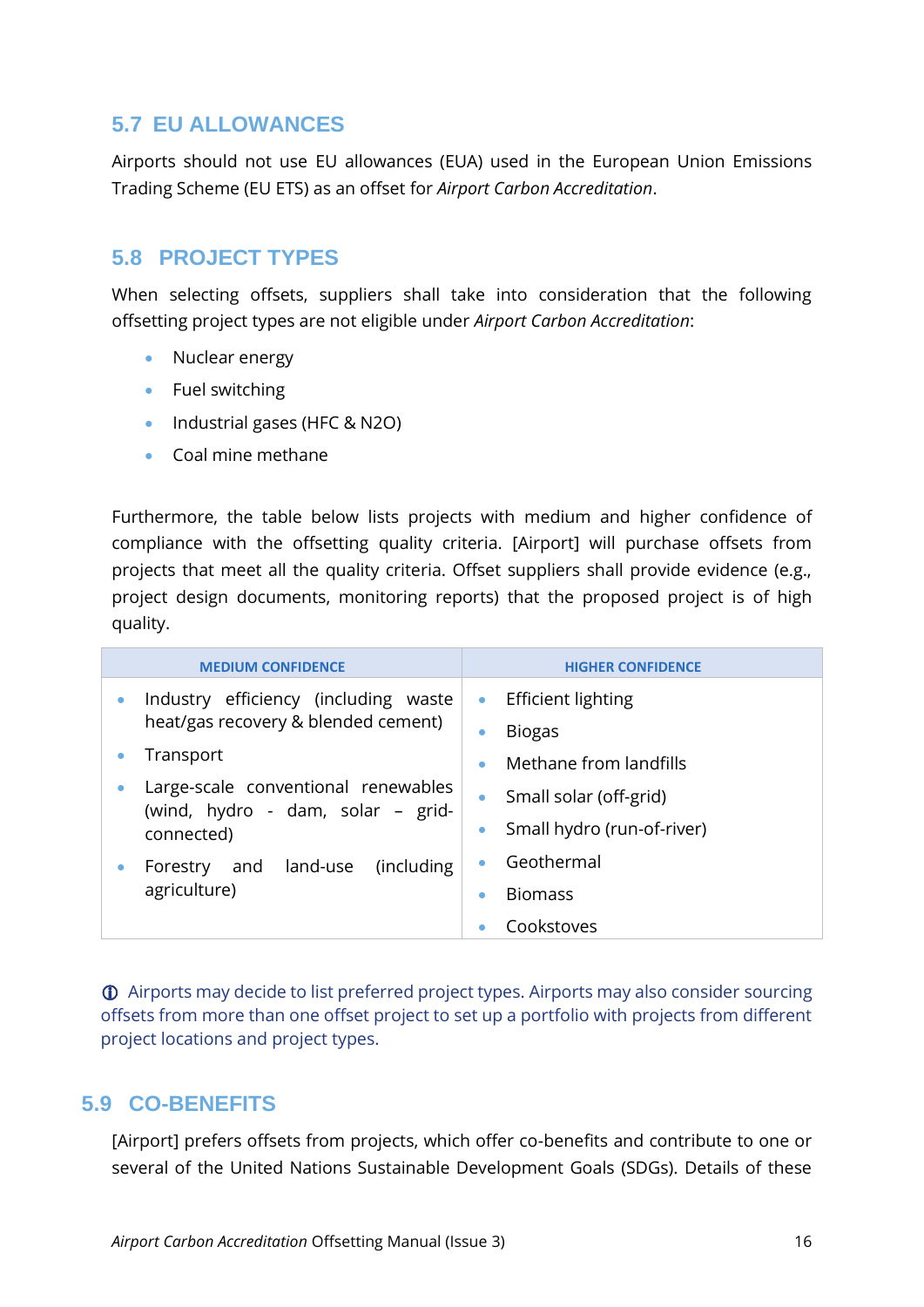## 5.7 EU ALLOWANCES

Airports should not use EU allowances (EUA) used in the European Union Emissions Trading Scheme (EU ETS) as an offset for *Airport Carbon Accreditation*.

## 5.8 PROJECT TYPES

When selecting offsets, suppliers shall take into consideration that the following offsetting project types are not eligible under *Airport Carbon Accreditation*:

- Nuclear energy
- Fuel switching
- Industrial gases (HFC & N2O)
- Coal mine methane

Furthermore, the table below lists projects with medium and higher confidence of compliance with the offsetting quality criteria. [Airport] will purchase offsets from projects that meet all the quality criteria. Offset suppliers shall provide evidence (e.g., project design documents, monitoring reports) that the proposed project is of high quality.

| MEDIUM CONFIDENCE | HIGHER CONFIDENCE |
|---|---|
| • Industry efficiency (including waste heat/gas recovery & blended cement)<br>• Transport<br>• Large-scale conventional renewables (wind, hydro - dam, solar – grid-connected)<br>• Forestry and land-use (including agriculture) | • Efficient lighting<br>• Biogas<br>• Methane from landfills<br>• Small solar (off-grid)<br>• Small hydro (run-of-river)<br>• Geothermal<br>• Biomass<br>• Cookstoves |

ⓘ Airports may decide to list preferred project types. Airports may also consider sourcing offsets from more than one offset project to set up a portfolio with projects from different project locations and project types.

## 5.9 CO-BENEFITS

[Airport] prefers offsets from projects, which offer co-benefits and contribute to one or several of the United Nations Sustainable Development Goals (SDGs). Details of these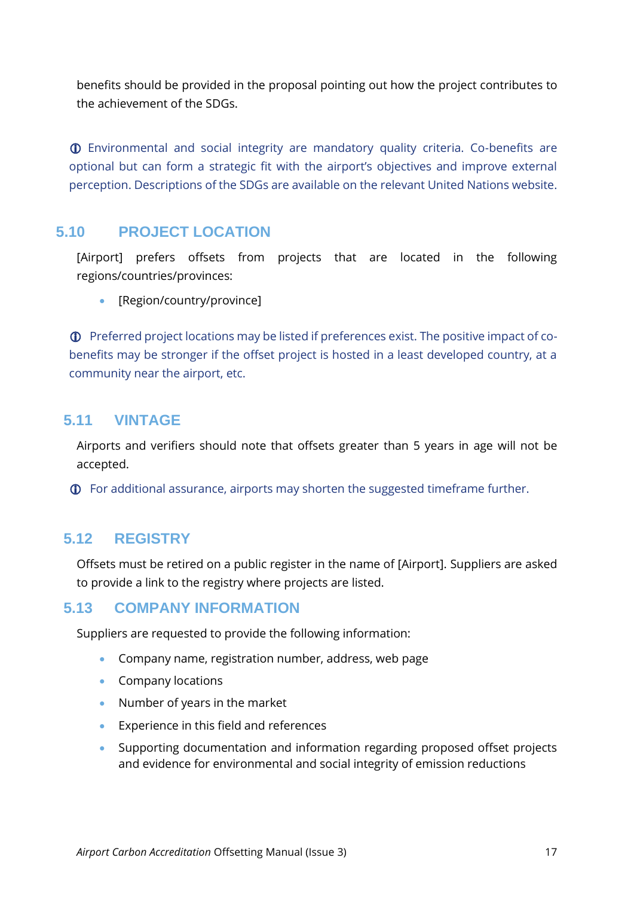benefits should be provided in the proposal pointing out how the project contributes to the achievement of the SDGs.

ⓘ Environmental and social integrity are mandatory quality criteria. Co-benefits are optional but can form a strategic fit with the airport's objectives and improve external perception. Descriptions of the SDGs are available on the relevant United Nations website.

## 5.10 PROJECT LOCATION

[Airport] prefers offsets from projects that are located in the following regions/countries/provinces:

- [Region/country/province]

ⓘ Preferred project locations may be listed if preferences exist. The positive impact of co-benefits may be stronger if the offset project is hosted in a least developed country, at a community near the airport, etc.

## 5.11 VINTAGE

Airports and verifiers should note that offsets greater than 5 years in age will not be accepted.

ⓘ For additional assurance, airports may shorten the suggested timeframe further.

## 5.12 REGISTRY

Offsets must be retired on a public register in the name of [Airport]. Suppliers are asked to provide a link to the registry where projects are listed.

## 5.13 COMPANY INFORMATION

Suppliers are requested to provide the following information:

- Company name, registration number, address, web page
- Company locations
- Number of years in the market
- Experience in this field and references
- Supporting documentation and information regarding proposed offset projects and evidence for environmental and social integrity of emission reductions